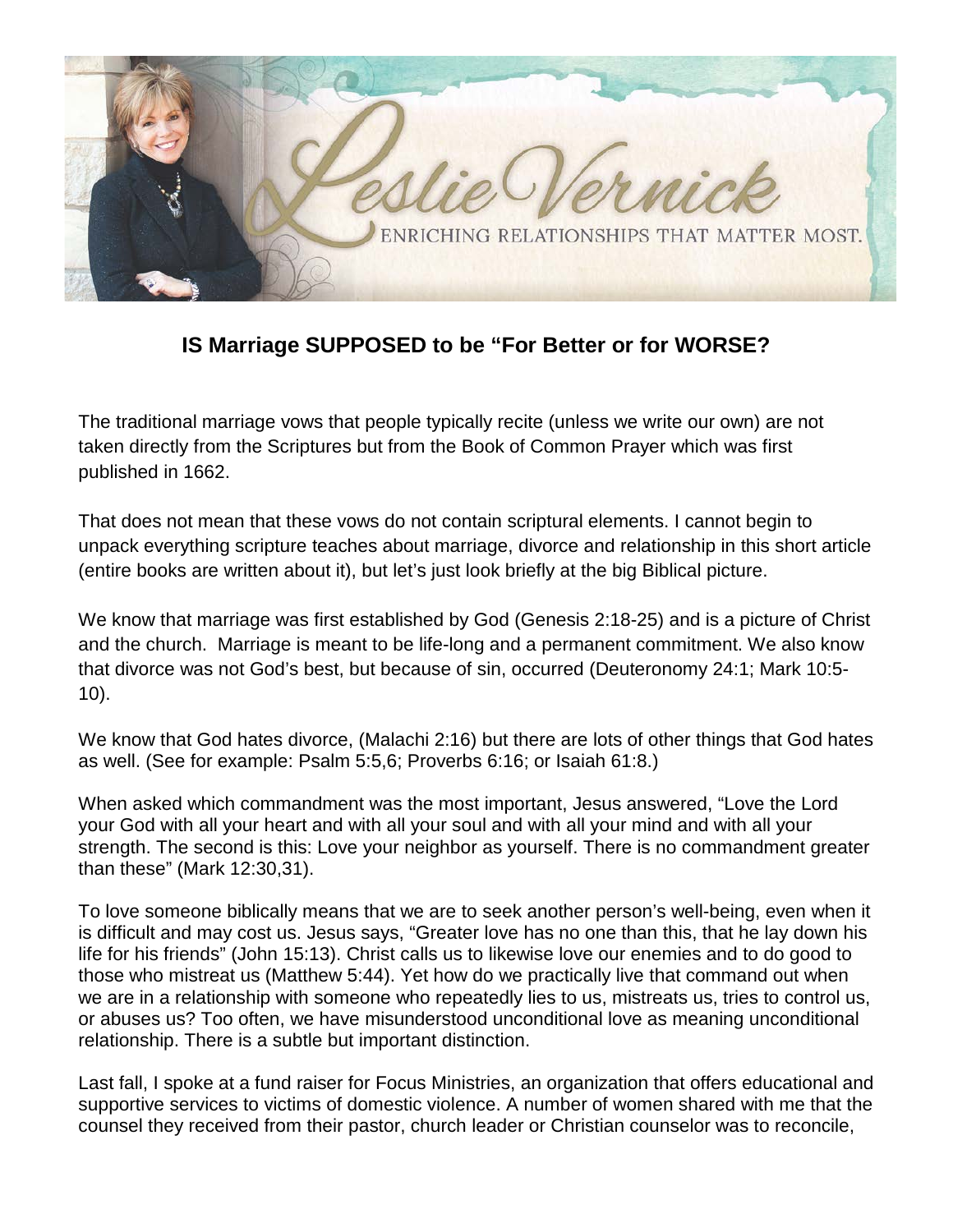Leslie Vernick

ENRICHING RELATIONSHIPS THAT MATTER MOST.

## IS Marriage SUPPOSED to be "For Better or for WORSE?

The traditional marriage vows that people typically recite (unless we write our own) are not taken directly from the Scriptures but from the Book of Common Prayer which was first published in 1662.

That does not mean that these vows do not contain scriptural elements. I cannot begin to unpack everything scripture teaches about marriage, divorce and relationship in this short article (entire books are written about it), but let's just look briefly at the big Biblical picture.

We know that marriage was first established by God (Genesis 2:18-25) and is a picture of Christ and the church. Marriage is meant to be life-long and a permanent commitment. We also know that divorce was not God's best, but because of sin, occurred (Deuteronomy 24:1; Mark 10:5-10).

We know that God hates divorce, (Malachi 2:16) but there are lots of other things that God hates as well. (See for example: Psalm 5:5,6; Proverbs 6:16; or Isaiah 61:8.)

When asked which commandment was the most important, Jesus answered, "Love the Lord your God with all your heart and with all your soul and with all your mind and with all your strength. The second is this: Love your neighbor as yourself. There is no commandment greater than these" (Mark 12:30,31).

To love someone biblically means that we are to seek another person's well-being, even when it is difficult and may cost us. Jesus says, "Greater love has no one than this, that he lay down his life for his friends" (John 15:13). Christ calls us to likewise love our enemies and to do good to those who mistreat us (Matthew 5:44). Yet how do we practically live that command out when we are in a relationship with someone who repeatedly lies to us, mistreats us, tries to control us, or abuses us? Too often, we have misunderstood unconditional love as meaning unconditional relationship. There is a subtle but important distinction.

Last fall, I spoke at a fund raiser for Focus Ministries, an organization that offers educational and supportive services to victims of domestic violence. A number of women shared with me that the counsel they received from their pastor, church leader or Christian counselor was to reconcile,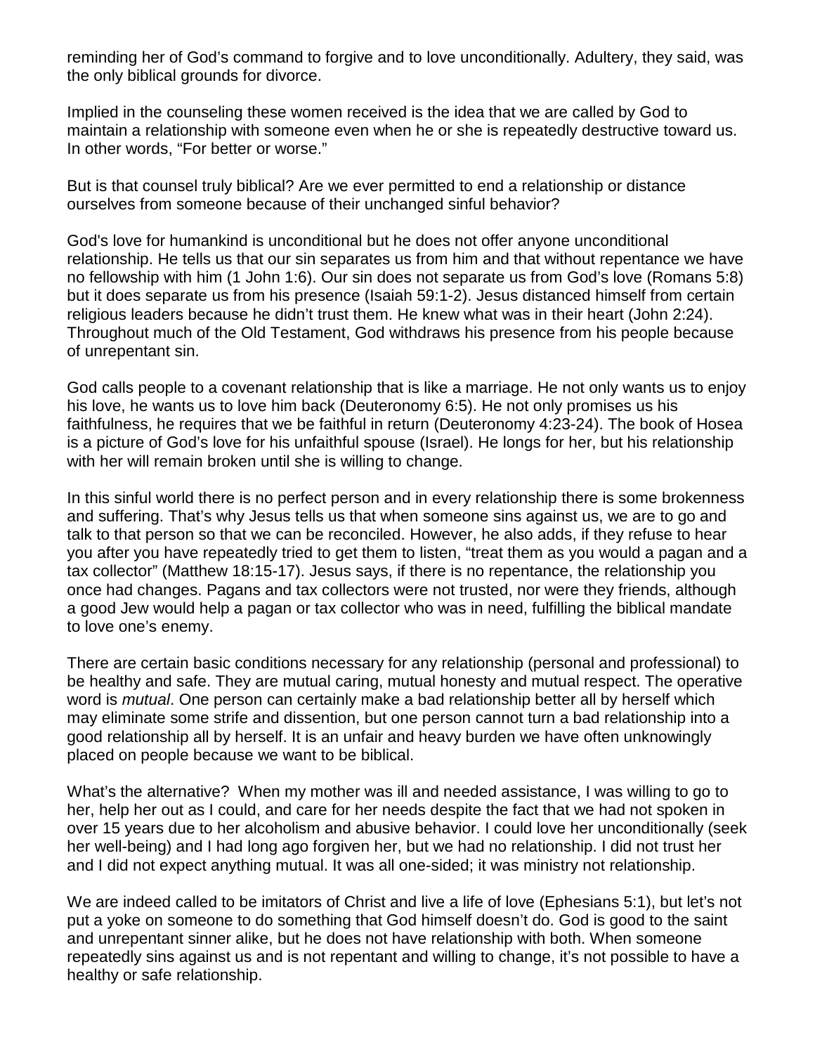reminding her of God's command to forgive and to love unconditionally. Adultery, they said, was the only biblical grounds for divorce.

Implied in the counseling these women received is the idea that we are called by God to maintain a relationship with someone even when he or she is repeatedly destructive toward us. In other words, "For better or worse."

But is that counsel truly biblical? Are we ever permitted to end a relationship or distance ourselves from someone because of their unchanged sinful behavior?

God's love for humankind is unconditional but he does not offer anyone unconditional relationship. He tells us that our sin separates us from him and that without repentance we have no fellowship with him (1 John 1:6). Our sin does not separate us from God's love (Romans 5:8) but it does separate us from his presence (Isaiah 59:1-2). Jesus distanced himself from certain religious leaders because he didn't trust them. He knew what was in their heart (John 2:24). Throughout much of the Old Testament, God withdraws his presence from his people because of unrepentant sin.

God calls people to a covenant relationship that is like a marriage. He not only wants us to enjoy his love, he wants us to love him back (Deuteronomy 6:5). He not only promises us his faithfulness, he requires that we be faithful in return (Deuteronomy 4:23-24). The book of Hosea is a picture of God's love for his unfaithful spouse (Israel). He longs for her, but his relationship with her will remain broken until she is willing to change.

In this sinful world there is no perfect person and in every relationship there is some brokenness and suffering. That's why Jesus tells us that when someone sins against us, we are to go and talk to that person so that we can be reconciled. However, he also adds, if they refuse to hear you after you have repeatedly tried to get them to listen, "treat them as you would a pagan and a tax collector" (Matthew 18:15-17). Jesus says, if there is no repentance, the relationship you once had changes. Pagans and tax collectors were not trusted, nor were they friends, although a good Jew would help a pagan or tax collector who was in need, fulfilling the biblical mandate to love one's enemy.

There are certain basic conditions necessary for any relationship (personal and professional) to be healthy and safe. They are mutual caring, mutual honesty and mutual respect. The operative word is *mutual*. One person can certainly make a bad relationship better all by herself which may eliminate some strife and dissention, but one person cannot turn a bad relationship into a good relationship all by herself. It is an unfair and heavy burden we have often unknowingly placed on people because we want to be biblical.

What's the alternative? When my mother was ill and needed assistance, I was willing to go to her, help her out as I could, and care for her needs despite the fact that we had not spoken in over 15 years due to her alcoholism and abusive behavior. I could love her unconditionally (seek her well-being) and I had long ago forgiven her, but we had no relationship. I did not trust her and I did not expect anything mutual. It was all one-sided; it was ministry not relationship.

We are indeed called to be imitators of Christ and live a life of love (Ephesians 5:1), but let's not put a yoke on someone to do something that God himself doesn't do. God is good to the saint and unrepentant sinner alike, but he does not have relationship with both. When someone repeatedly sins against us and is not repentant and willing to change, it's not possible to have a healthy or safe relationship.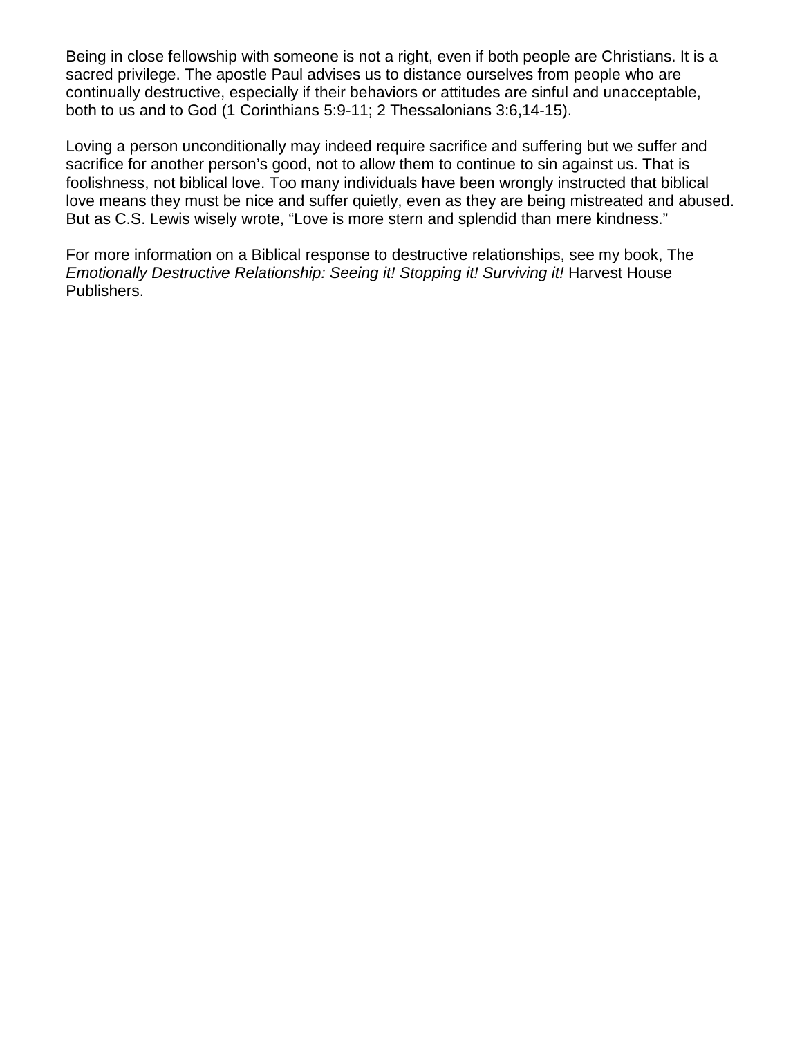Being in close fellowship with someone is not a right, even if both people are Christians. It is a sacred privilege. The apostle Paul advises us to distance ourselves from people who are continually destructive, especially if their behaviors or attitudes are sinful and unacceptable, both to us and to God (1 Corinthians 5:9-11; 2 Thessalonians 3:6,14-15).

Loving a person unconditionally may indeed require sacrifice and suffering but we suffer and sacrifice for another person's good, not to allow them to continue to sin against us. That is foolishness, not biblical love. Too many individuals have been wrongly instructed that biblical love means they must be nice and suffer quietly, even as they are being mistreated and abused. But as C.S. Lewis wisely wrote, "Love is more stern and splendid than mere kindness."

For more information on a Biblical response to destructive relationships, see my book, The *Emotionally Destructive Relationship: Seeing it! Stopping it! Surviving it!* Harvest House Publishers.